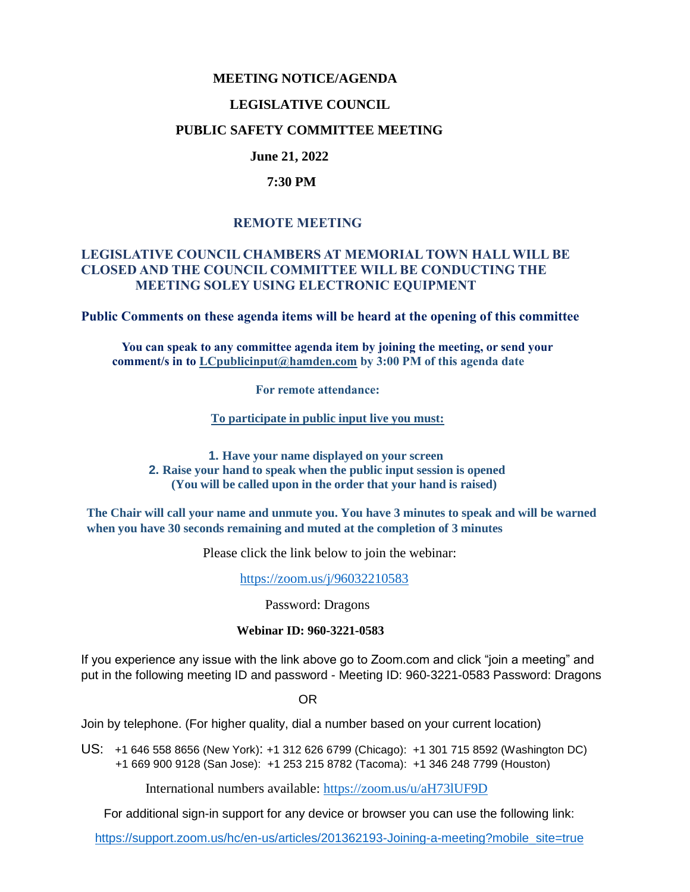# MEETING NOTICE/AGENDA

# LEGISLATIVE COUNCIL

# PUBLIC SAFETY COMMITTEE MEETING

**June 21, 2022**

**7:30 PM**

## REMOTE MEETING

**LEGISLATIVE COUNCIL CHAMBERS AT MEMORIAL TOWN HALL WILL BE CLOSED AND THE COUNCIL COMMITTEE WILL BE CONDUCTING THE MEETING SOLEY USING ELECTRONIC EQUIPMENT**

**Public Comments on these agenda items will be heard at the opening of this committee**

**You can speak to any committee agenda item by joining the meeting, or send your comment/s in to LCpublicinput@hamden.com by 3:00 PM of this agenda date**

**For remote attendance:**

**To participate in public input live you must:**

1. **Have your name displayed on your screen**
2. **Raise your hand to speak when the public input session is opened (You will be called upon in the order that your hand is raised)**

**The Chair will call your name and unmute you. You have 3 minutes to speak and will be warned when you have 30 seconds remaining and muted at the completion of 3 minutes**

Please click the link below to join the webinar:

https://zoom.us/j/96032210583

Password: Dragons

**Webinar ID: 960-3221-0583**

If you experience any issue with the link above go to Zoom.com and click "join a meeting" and put in the following meeting ID and password - Meeting ID: 960-3221-0583 Password: Dragons

OR

Join by telephone. (For higher quality, dial a number based on your current location)

US: +1 646 558 8656 (New York): +1 312 626 6799 (Chicago): +1 301 715 8592 (Washington DC)
+1 669 900 9128 (San Jose): +1 253 215 8782 (Tacoma): +1 346 248 7799 (Houston)

International numbers available: https://zoom.us/u/aH73lUF9D

For additional sign-in support for any device or browser you can use the following link:

https://support.zoom.us/hc/en-us/articles/201362193-Joining-a-meeting?mobile_site=true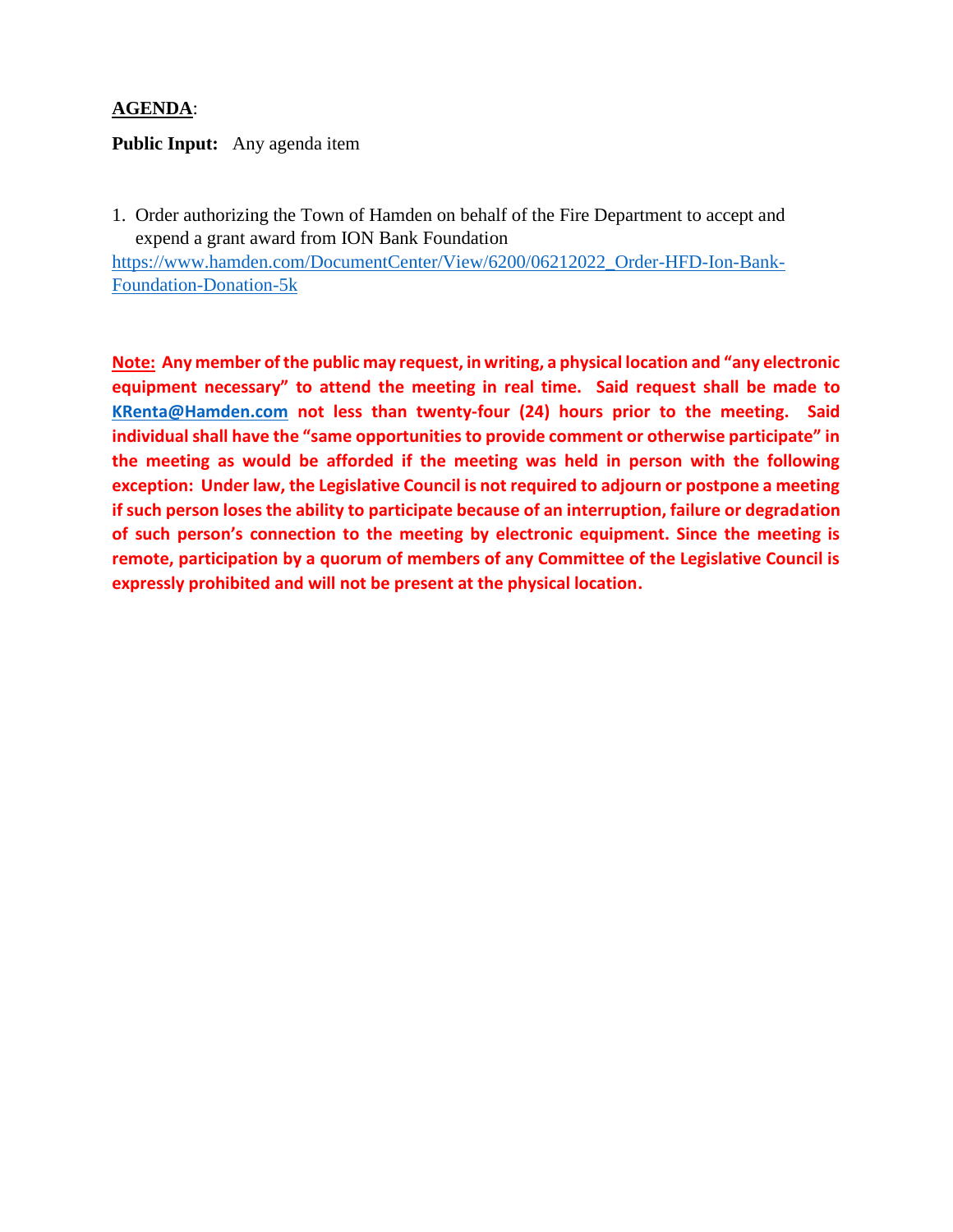**AGENDA**:

**Public Input:** Any agenda item

1. Order authorizing the Town of Hamden on behalf of the Fire Department to accept and expend a grant award from ION Bank Foundation

https://www.hamden.com/DocumentCenter/View/6200/06212022_Order-HFD-Ion-Bank-Foundation-Donation-5k

**Note: Any member of the public may request, in writing, a physical location and "any electronic equipment necessary" to attend the meeting in real time. Said request shall be made to KRenta@Hamden.com not less than twenty-four (24) hours prior to the meeting. Said individual shall have the "same opportunities to provide comment or otherwise participate" in the meeting as would be afforded if the meeting was held in person with the following exception: Under law, the Legislative Council is not required to adjourn or postpone a meeting if such person loses the ability to participate because of an interruption, failure or degradation of such person's connection to the meeting by electronic equipment. Since the meeting is remote, participation by a quorum of members of any Committee of the Legislative Council is expressly prohibited and will not be present at the physical location.**